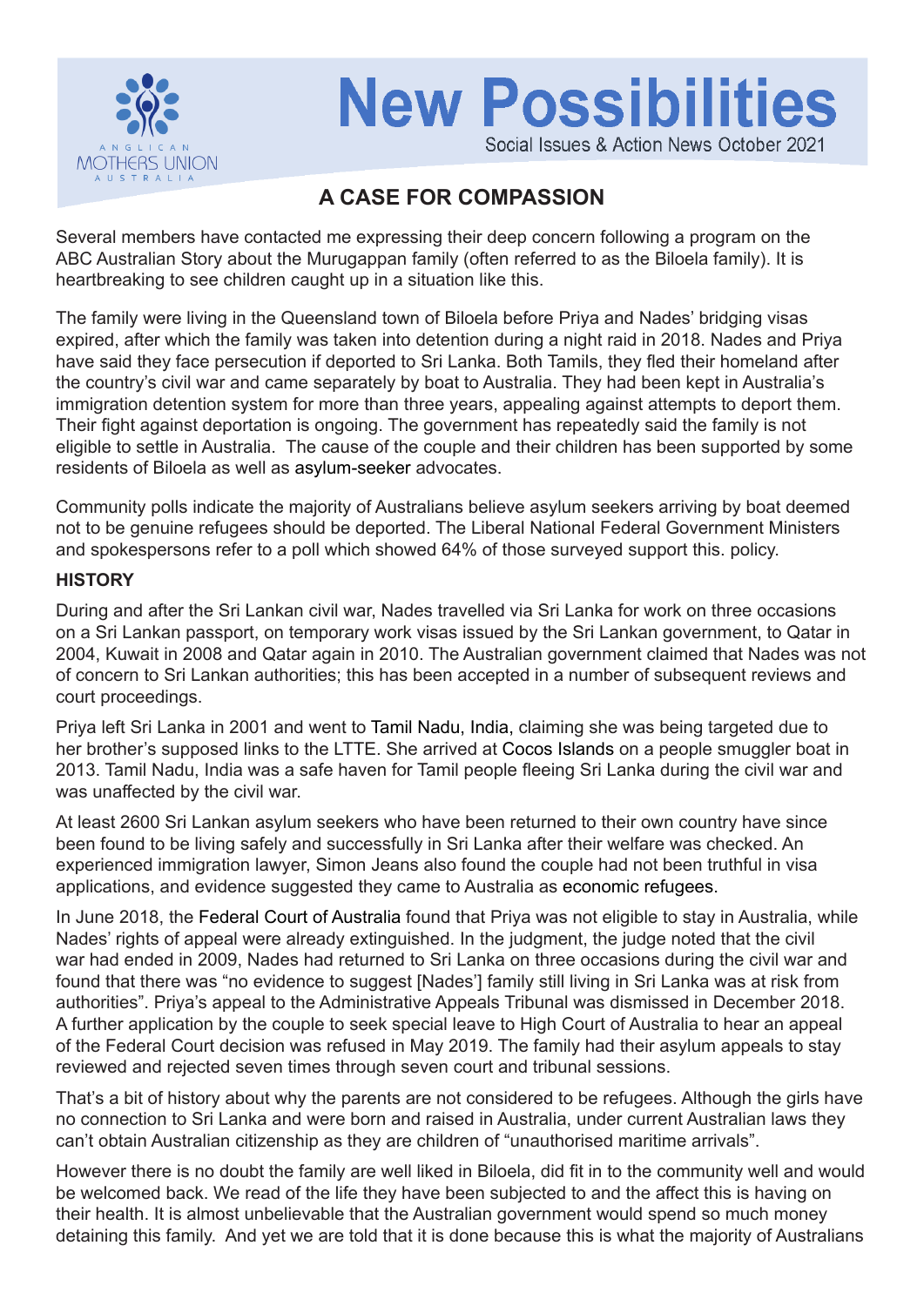ANGLICAN MOTHERS UNION AUSTRALIA

# New Possibilities

Social Issues & Action News October 2021

## A CASE FOR COMPASSION

Several members have contacted me expressing their deep concern following a program on the ABC Australian Story about the Murugappan family (often referred to as the Biloela family). It is heartbreaking to see children caught up in a situation like this.

The family were living in the Queensland town of Biloela before Priya and Nades' bridging visas expired, after which the family was taken into detention during a night raid in 2018. Nades and Priya have said they face persecution if deported to Sri Lanka. Both Tamils, they fled their homeland after the country's civil war and came separately by boat to Australia. They had been kept in Australia's immigration detention system for more than three years, appealing against attempts to deport them. Their fight against deportation is ongoing. The government has repeatedly said the family is not eligible to settle in Australia. The cause of the couple and their children has been supported by some residents of Biloela as well as asylum-seeker advocates.

Community polls indicate the majority of Australians believe asylum seekers arriving by boat deemed not to be genuine refugees should be deported. The Liberal National Federal Government Ministers and spokespersons refer to a poll which showed 64% of those surveyed support this. policy.

**HISTORY**

During and after the Sri Lankan civil war, Nades travelled via Sri Lanka for work on three occasions on a Sri Lankan passport, on temporary work visas issued by the Sri Lankan government, to Qatar in 2004, Kuwait in 2008 and Qatar again in 2010. The Australian government claimed that Nades was not of concern to Sri Lankan authorities; this has been accepted in a number of subsequent reviews and court proceedings.

Priya left Sri Lanka in 2001 and went to Tamil Nadu, India, claiming she was being targeted due to her brother's supposed links to the LTTE. She arrived at Cocos Islands on a people smuggler boat in 2013. Tamil Nadu, India was a safe haven for Tamil people fleeing Sri Lanka during the civil war and was unaffected by the civil war.

At least 2600 Sri Lankan asylum seekers who have been returned to their own country have since been found to be living safely and successfully in Sri Lanka after their welfare was checked. An experienced immigration lawyer, Simon Jeans also found the couple had not been truthful in visa applications, and evidence suggested they came to Australia as economic refugees.

In June 2018, the Federal Court of Australia found that Priya was not eligible to stay in Australia, while Nades' rights of appeal were already extinguished. In the judgment, the judge noted that the civil war had ended in 2009, Nades had returned to Sri Lanka on three occasions during the civil war and found that there was "no evidence to suggest [Nades'] family still living in Sri Lanka was at risk from authorities". Priya's appeal to the Administrative Appeals Tribunal was dismissed in December 2018. A further application by the couple to seek special leave to High Court of Australia to hear an appeal of the Federal Court decision was refused in May 2019. The family had their asylum appeals to stay reviewed and rejected seven times through seven court and tribunal sessions.

That's a bit of history about why the parents are not considered to be refugees. Although the girls have no connection to Sri Lanka and were born and raised in Australia, under current Australian laws they can't obtain Australian citizenship as they are children of "unauthorised maritime arrivals".

However there is no doubt the family are well liked in Biloela, did fit in to the community well and would be welcomed back. We read of the life they have been subjected to and the affect this is having on their health. It is almost unbelievable that the Australian government would spend so much money detaining this family. And yet we are told that it is done because this is what the majority of Australians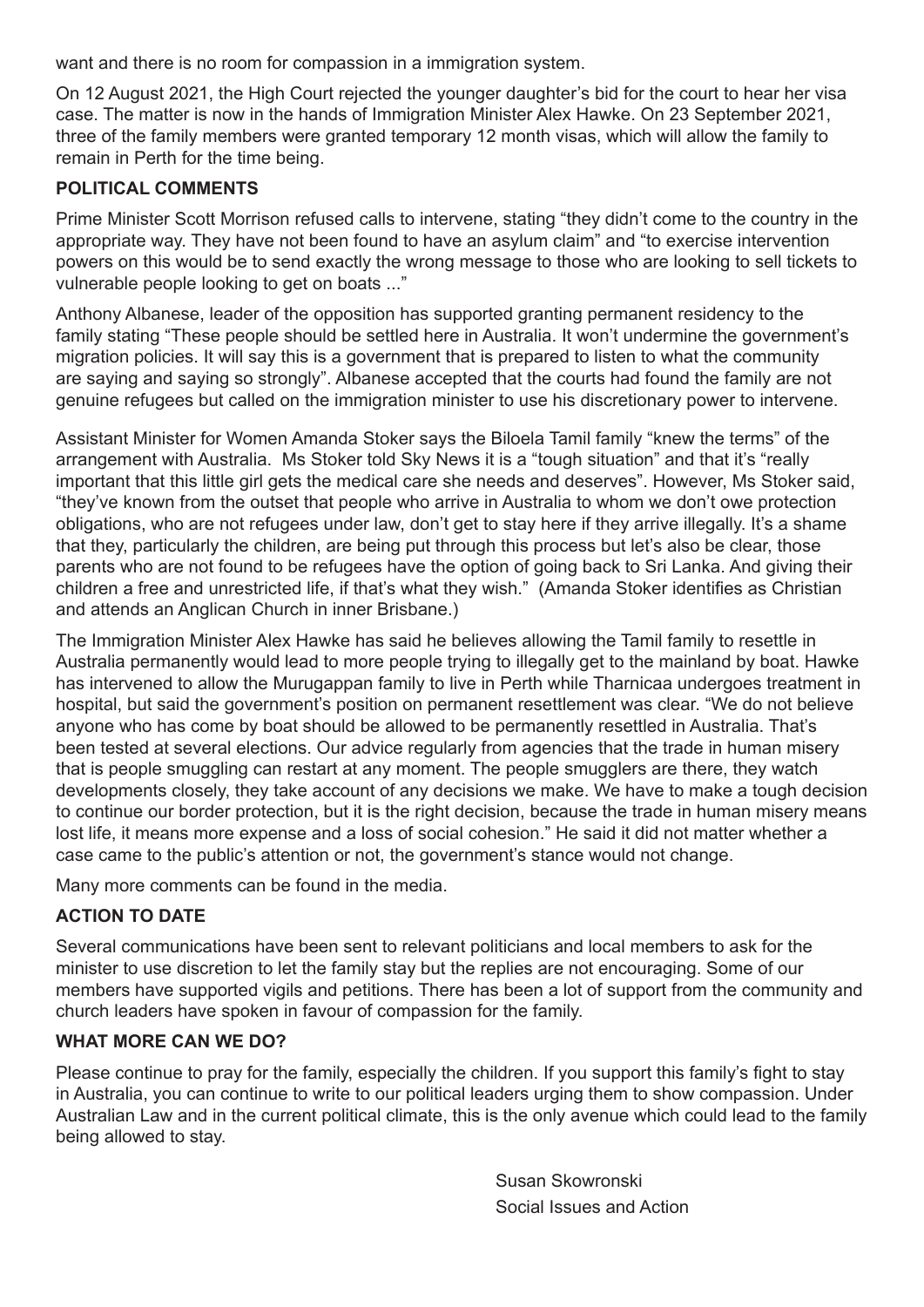want and there is no room for compassion in a immigration system.

On 12 August 2021, the High Court rejected the younger daughter's bid for the court to hear her visa case. The matter is now in the hands of Immigration Minister Alex Hawke. On 23 September 2021, three of the family members were granted temporary 12 month visas, which will allow the family to remain in Perth for the time being.

## POLITICAL COMMENTS

Prime Minister Scott Morrison refused calls to intervene, stating "they didn't come to the country in the appropriate way. They have not been found to have an asylum claim" and "to exercise intervention powers on this would be to send exactly the wrong message to those who are looking to sell tickets to vulnerable people looking to get on boats ..."

Anthony Albanese, leader of the opposition has supported granting permanent residency to the family stating "These people should be settled here in Australia. It won't undermine the government's migration policies. It will say this is a government that is prepared to listen to what the community are saying and saying so strongly". Albanese accepted that the courts had found the family are not genuine refugees but called on the immigration minister to use his discretionary power to intervene.

Assistant Minister for Women Amanda Stoker says the Biloela Tamil family "knew the terms" of the arrangement with Australia. Ms Stoker told Sky News it is a "tough situation" and that it's "really important that this little girl gets the medical care she needs and deserves". However, Ms Stoker said, "they've known from the outset that people who arrive in Australia to whom we don't owe protection obligations, who are not refugees under law, don't get to stay here if they arrive illegally. It's a shame that they, particularly the children, are being put through this process but let's also be clear, those parents who are not found to be refugees have the option of going back to Sri Lanka. And giving their children a free and unrestricted life, if that's what they wish." (Amanda Stoker identifies as Christian and attends an Anglican Church in inner Brisbane.)

The Immigration Minister Alex Hawke has said he believes allowing the Tamil family to resettle in Australia permanently would lead to more people trying to illegally get to the mainland by boat. Hawke has intervened to allow the Murugappan family to live in Perth while Tharnicaa undergoes treatment in hospital, but said the government's position on permanent resettlement was clear. "We do not believe anyone who has come by boat should be allowed to be permanently resettled in Australia. That's been tested at several elections. Our advice regularly from agencies that the trade in human misery that is people smuggling can restart at any moment. The people smugglers are there, they watch developments closely, they take account of any decisions we make. We have to make a tough decision to continue our border protection, but it is the right decision, because the trade in human misery means lost life, it means more expense and a loss of social cohesion." He said it did not matter whether a case came to the public's attention or not, the government's stance would not change.

Many more comments can be found in the media.

## ACTION TO DATE

Several communications have been sent to relevant politicians and local members to ask for the minister to use discretion to let the family stay but the replies are not encouraging. Some of our members have supported vigils and petitions. There has been a lot of support from the community and church leaders have spoken in favour of compassion for the family.

## WHAT MORE CAN WE DO?

Please continue to pray for the family, especially the children. If you support this family's fight to stay in Australia, you can continue to write to our political leaders urging them to show compassion. Under Australian Law and in the current political climate, this is the only avenue which could lead to the family being allowed to stay.

Susan Skowronski
Social Issues and Action